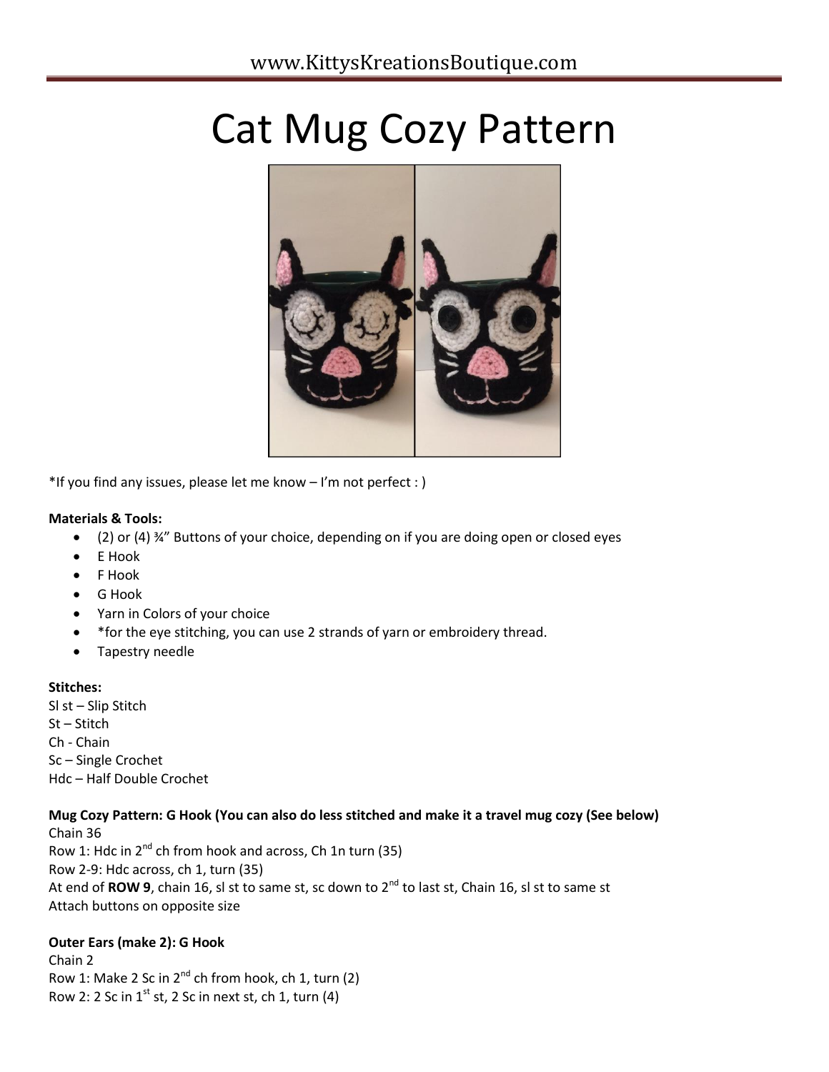# Cat Mug Cozy Pattern

*If you find any issues, please let me know – I'm not perfect : )

**Materials & Tools:**

- (2) or (4) ¾" Buttons of your choice, depending on if you are doing open or closed eyes
- E Hook
- F Hook
- G Hook
- Yarn in Colors of your choice
- *for the eye stitching, you can use 2 strands of yarn or embroidery thread.
- Tapestry needle

**Stitches:**

Sl st – Slip Stitch
St – Stitch
Ch - Chain
Sc – Single Crochet
Hdc – Half Double Crochet

**Mug Cozy Pattern: G Hook (You can also do less stitched and make it a travel mug cozy (See below)**

Chain 36
Row 1: Hdc in 2nd ch from hook and across, Ch 1n turn (35)
Row 2-9: Hdc across, ch 1, turn (35)
At end of **ROW 9**, chain 16, sl st to same st, sc down to 2nd to last st, Chain 16, sl st to same st
Attach buttons on opposite size

**Outer Ears (make 2): G Hook**

Chain 2
Row 1: Make 2 Sc in 2nd ch from hook, ch 1, turn (2)
Row 2: 2 Sc in 1st st, 2 Sc in next st, ch 1, turn (4)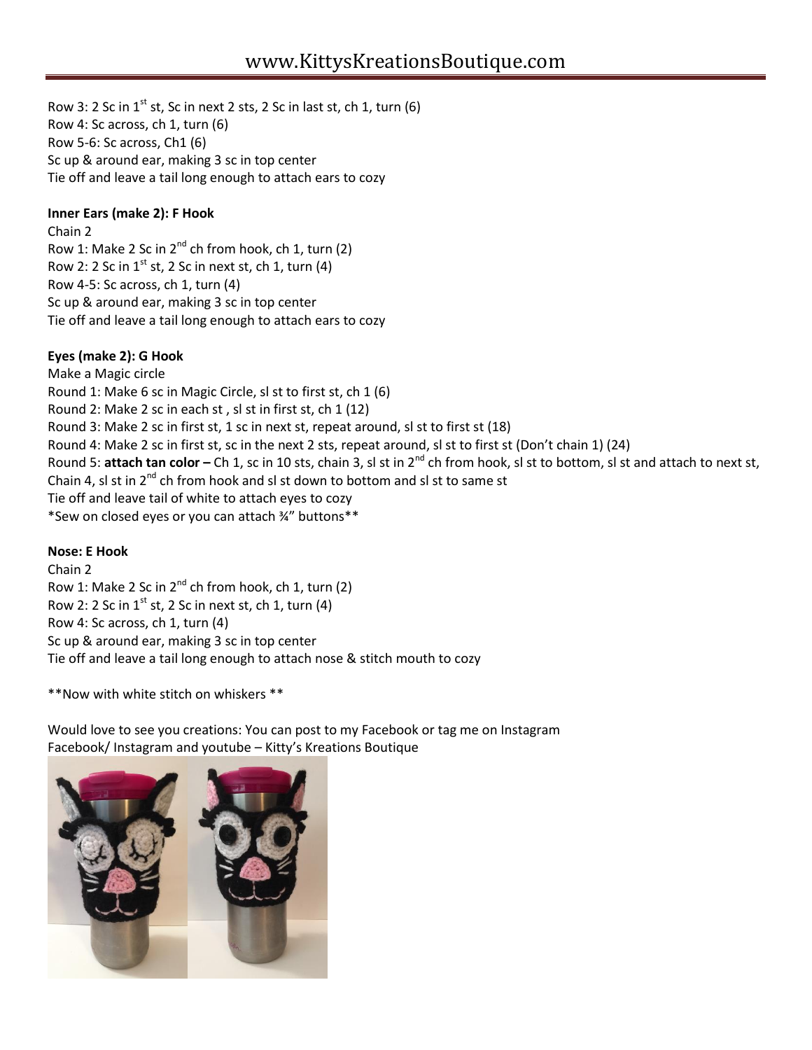Row 3: 2 Sc in 1st st, Sc in next 2 sts, 2 Sc in last st, ch 1, turn (6)
Row 4: Sc across, ch 1, turn (6)
Row 5-6: Sc across, Ch1 (6)
Sc up & around ear, making 3 sc in top center
Tie off and leave a tail long enough to attach ears to cozy

**Inner Ears (make 2): F Hook**
Chain 2
Row 1: Make 2 Sc in 2nd ch from hook, ch 1, turn (2)
Row 2: 2 Sc in 1st st, 2 Sc in next st, ch 1, turn (4)
Row 4-5: Sc across, ch 1, turn (4)
Sc up & around ear, making 3 sc in top center
Tie off and leave a tail long enough to attach ears to cozy

**Eyes (make 2): G Hook**
Make a Magic circle
Round 1: Make 6 sc in Magic Circle, sl st to first st, ch 1 (6)
Round 2: Make 2 sc in each st , sl st in first st, ch 1 (12)
Round 3: Make 2 sc in first st, 1 sc in next st, repeat around, sl st to first st (18)
Round 4: Make 2 sc in first st, sc in the next 2 sts, repeat around, sl st to first st (Don't chain 1) (24)
Round 5: **attach tan color –** Ch 1, sc in 10 sts, chain 3, sl st in 2nd ch from hook, sl st to bottom, sl st and attach to next st, Chain 4, sl st in 2nd ch from hook and sl st down to bottom and sl st to same st
Tie off and leave tail of white to attach eyes to cozy
*Sew on closed eyes or you can attach ¾" buttons**

**Nose: E Hook**
Chain 2
Row 1: Make 2 Sc in 2nd ch from hook, ch 1, turn (2)
Row 2: 2 Sc in 1st st, 2 Sc in next st, ch 1, turn (4)
Row 4: Sc across, ch 1, turn (4)
Sc up & around ear, making 3 sc in top center
Tie off and leave a tail long enough to attach nose & stitch mouth to cozy

**Now with white stitch on whiskers **

Would love to see you creations: You can post to my Facebook or tag me on Instagram
Facebook/ Instagram and youtube – Kitty's Kreations Boutique